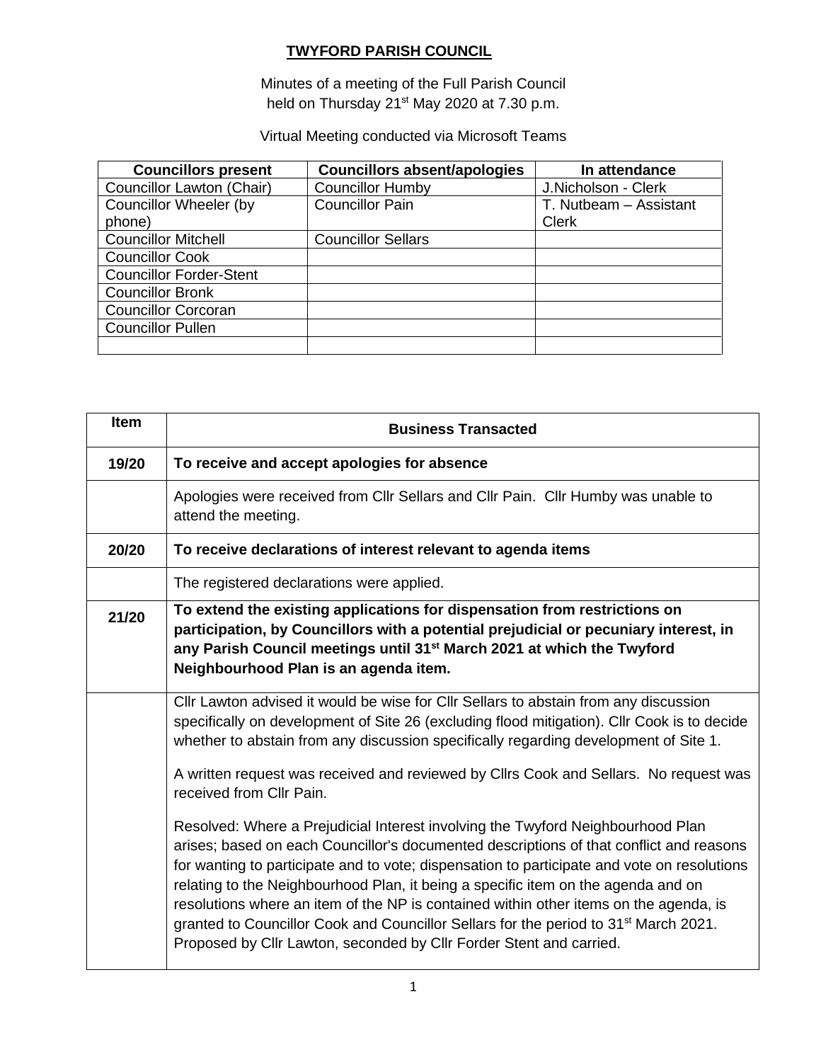# TWYFORD PARISH COUNCIL

Minutes of a meeting of the Full Parish Council held on Thursday 21st May 2020 at 7.30 p.m.

Virtual Meeting conducted via Microsoft Teams

| Councillors present | Councillors absent/apologies | In attendance |
|---|---|---|
| Councillor Lawton (Chair) | Councillor Humby | J.Nicholson - Clerk |
| Councillor Wheeler (by phone) | Councillor Pain | T. Nutbeam – Assistant Clerk |
| Councillor Mitchell | Councillor Sellars | |
| Councillor Cook | | |
| Councillor Forder-Stent | | |
| Councillor Bronk | | |
| Councillor Corcoran | | |
| Councillor Pullen | | |
| | | |

| Item | Business Transacted |
|---|---|
| **19/20** | **To receive and accept apologies for absence** |
| | Apologies were received from Cllr Sellars and Cllr Pain. Cllr Humby was unable to attend the meeting. |
| **20/20** | **To receive declarations of interest relevant to agenda items** |
| | The registered declarations were applied. |
| **21/20** | **To extend the existing applications for dispensation from restrictions on participation, by Councillors with a potential prejudicial or pecuniary interest, in any Parish Council meetings until 31st March 2021 at which the Twyford Neighbourhood Plan is an agenda item.** |
| | Cllr Lawton advised it would be wise for Cllr Sellars to abstain from any discussion specifically on development of Site 26 (excluding flood mitigation). Cllr Cook is to decide whether to abstain from any discussion specifically regarding development of Site 1.<br><br>A written request was received and reviewed by Cllrs Cook and Sellars. No request was received from Cllr Pain.<br><br>Resolved: Where a Prejudicial Interest involving the Twyford Neighbourhood Plan arises; based on each Councillor's documented descriptions of that conflict and reasons for wanting to participate and to vote; dispensation to participate and vote on resolutions relating to the Neighbourhood Plan, it being a specific item on the agenda and on resolutions where an item of the NP is contained within other items on the agenda, is granted to Councillor Cook and Councillor Sellars for the period to 31st March 2021. Proposed by Cllr Lawton, seconded by Cllr Forder Stent and carried. |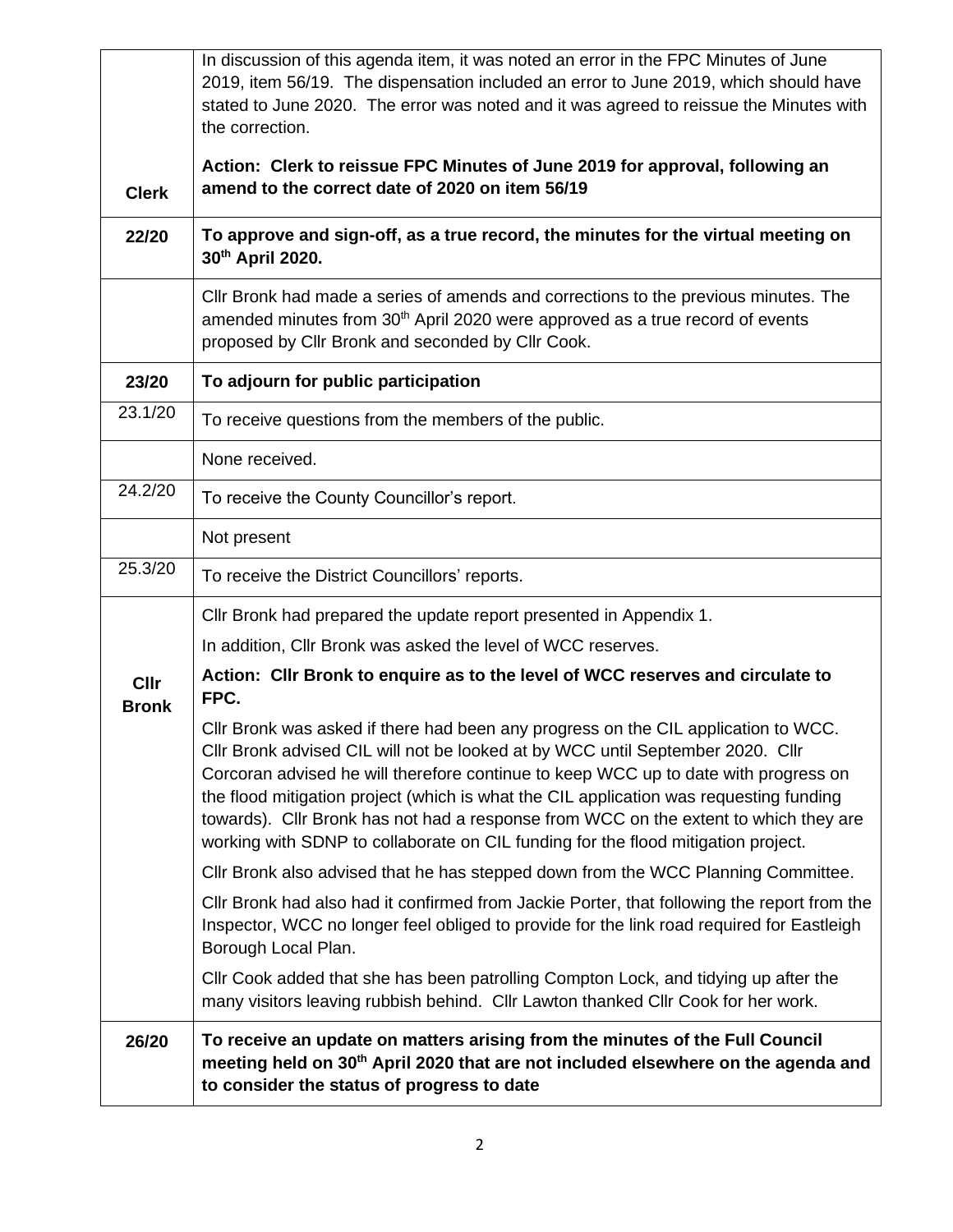| | |
|---|---|
| **Clerk** | In discussion of this agenda item, it was noted an error in the FPC Minutes of June 2019, item 56/19. The dispensation included an error to June 2019, which should have stated to June 2020. The error was noted and it was agreed to reissue the Minutes with the correction.<br><br>**Action: Clerk to reissue FPC Minutes of June 2019 for approval, following an amend to the correct date of 2020 on item 56/19** |
| **22/20** | **To approve and sign-off, as a true record, the minutes for the virtual meeting on 30th April 2020.** |
| | Cllr Bronk had made a series of amends and corrections to the previous minutes. The amended minutes from 30th April 2020 were approved as a true record of events proposed by Cllr Bronk and seconded by Cllr Cook. |
| **23/20** | **To adjourn for public participation** |
| 23.1/20 | To receive questions from the members of the public. |
| | None received. |
| 24.2/20 | To receive the County Councillor's report. |
| | Not present |
| 25.3/20 | To receive the District Councillors' reports. |
| **Cllr Bronk** | Cllr Bronk had prepared the update report presented in Appendix 1.<br><br>In addition, Cllr Bronk was asked the level of WCC reserves.<br><br>**Action: Cllr Bronk to enquire as to the level of WCC reserves and circulate to FPC.**<br><br>Cllr Bronk was asked if there had been any progress on the CIL application to WCC. Cllr Bronk advised CIL will not be looked at by WCC until September 2020. Cllr Corcoran advised he will therefore continue to keep WCC up to date with progress on the flood mitigation project (which is what the CIL application was requesting funding towards). Cllr Bronk has not had a response from WCC on the extent to which they are working with SDNP to collaborate on CIL funding for the flood mitigation project.<br><br>Cllr Bronk also advised that he has stepped down from the WCC Planning Committee.<br><br>Cllr Bronk had also had it confirmed from Jackie Porter, that following the report from the Inspector, WCC no longer feel obliged to provide for the link road required for Eastleigh Borough Local Plan.<br><br>Cllr Cook added that she has been patrolling Compton Lock, and tidying up after the many visitors leaving rubbish behind. Cllr Lawton thanked Cllr Cook for her work. |
| **26/20** | **To receive an update on matters arising from the minutes of the Full Council meeting held on 30th April 2020 that are not included elsewhere on the agenda and to consider the status of progress to date** |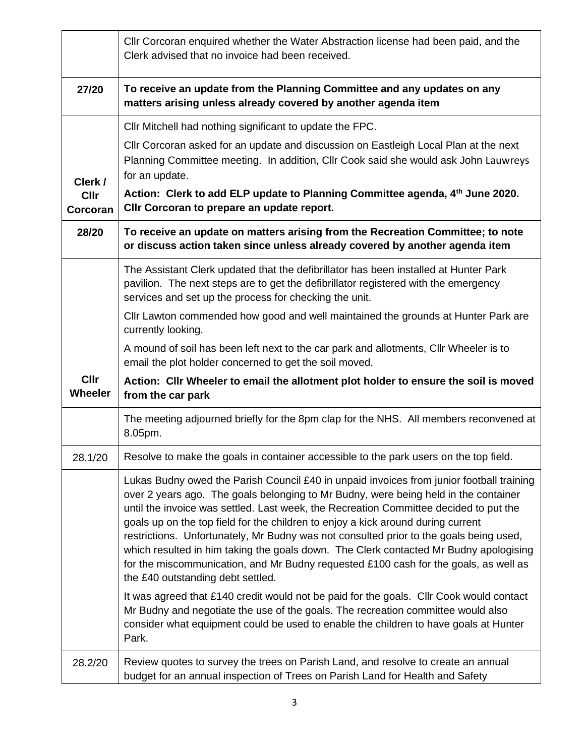| | |
|---|---|
| | Cllr Corcoran enquired whether the Water Abstraction license had been paid, and the Clerk advised that no invoice had been received. |
| **27/20** | **To receive an update from the Planning Committee and any updates on any matters arising unless already covered by another agenda item** |
| **Clerk / Cllr Corcoran** | Cllr Mitchell had nothing significant to update the FPC.<br><br>Cllr Corcoran asked for an update and discussion on Eastleigh Local Plan at the next Planning Committee meeting. In addition, Cllr Cook said she would ask John Lauwreys for an update.<br><br>**Action: Clerk to add ELP update to Planning Committee agenda, 4th June 2020. Cllr Corcoran to prepare an update report.** |
| **28/20** | **To receive an update on matters arising from the Recreation Committee; to note or discuss action taken since unless already covered by another agenda item** |
| **Cllr Wheeler** | The Assistant Clerk updated that the defibrillator has been installed at Hunter Park pavilion. The next steps are to get the defibrillator registered with the emergency services and set up the process for checking the unit.<br><br>Cllr Lawton commended how good and well maintained the grounds at Hunter Park are currently looking.<br><br>A mound of soil has been left next to the car park and allotments, Cllr Wheeler is to email the plot holder concerned to get the soil moved.<br><br>**Action: Cllr Wheeler to email the allotment plot holder to ensure the soil is moved from the car park** |
| | The meeting adjourned briefly for the 8pm clap for the NHS. All members reconvened at 8.05pm. |
| 28.1/20 | Resolve to make the goals in container accessible to the park users on the top field. |
| | Lukas Budny owed the Parish Council £40 in unpaid invoices from junior football training over 2 years ago. The goals belonging to Mr Budny, were being held in the container until the invoice was settled. Last week, the Recreation Committee decided to put the goals up on the top field for the children to enjoy a kick around during current restrictions. Unfortunately, Mr Budny was not consulted prior to the goals being used, which resulted in him taking the goals down. The Clerk contacted Mr Budny apologising for the miscommunication, and Mr Budny requested £100 cash for the goals, as well as the £40 outstanding debt settled.<br><br>It was agreed that £140 credit would not be paid for the goals. Cllr Cook would contact Mr Budny and negotiate the use of the goals. The recreation committee would also consider what equipment could be used to enable the children to have goals at Hunter Park. |
| 28.2/20 | Review quotes to survey the trees on Parish Land, and resolve to create an annual budget for an annual inspection of Trees on Parish Land for Health and Safety |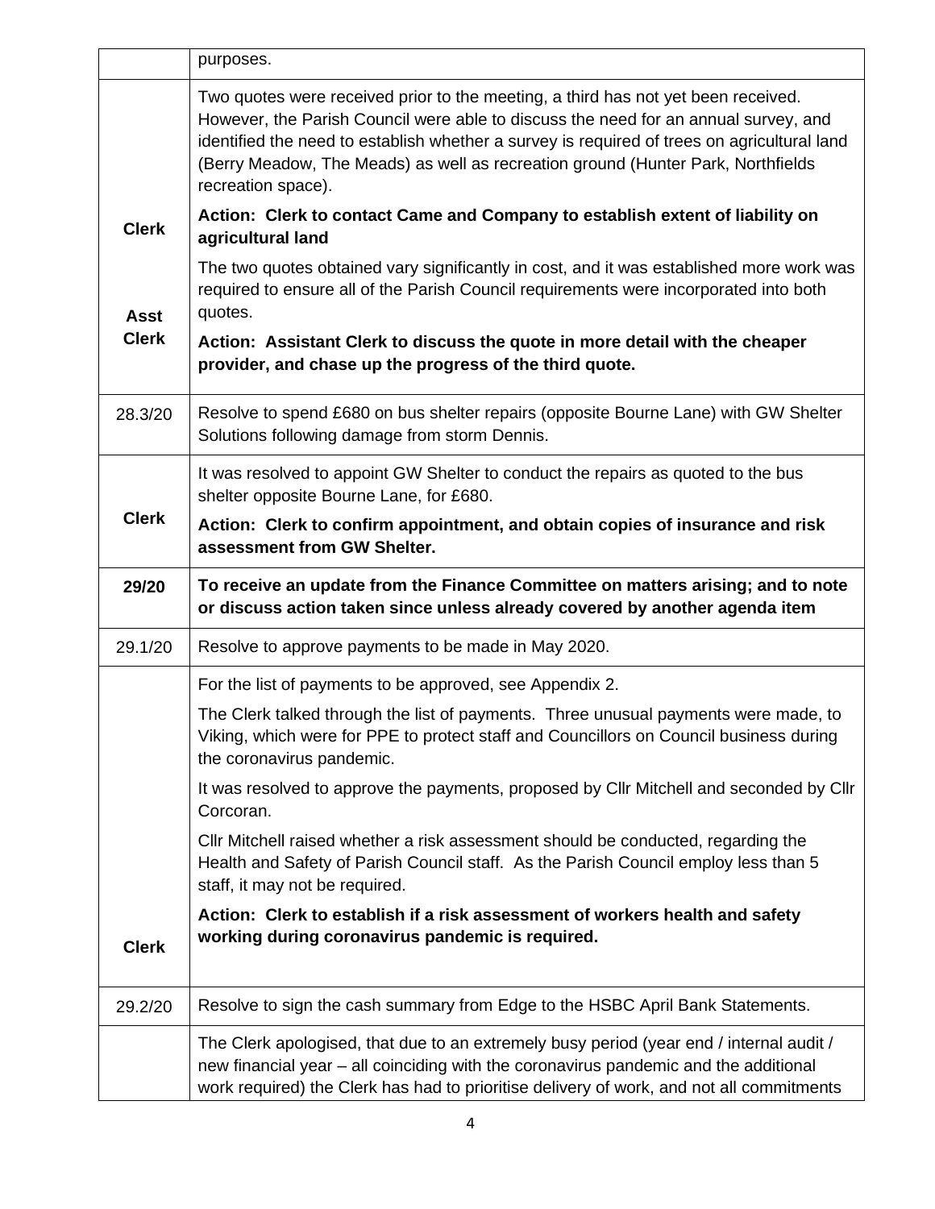| | |
|---|---|
| | purposes. |
| **Clerk**<br><br>**Asst Clerk** | Two quotes were received prior to the meeting, a third has not yet been received. However, the Parish Council were able to discuss the need for an annual survey, and identified the need to establish whether a survey is required of trees on agricultural land (Berry Meadow, The Meads) as well as recreation ground (Hunter Park, Northfields recreation space).<br>**Action: Clerk to contact Came and Company to establish extent of liability on agricultural land**<br>The two quotes obtained vary significantly in cost, and it was established more work was required to ensure all of the Parish Council requirements were incorporated into both quotes.<br>**Action: Assistant Clerk to discuss the quote in more detail with the cheaper provider, and chase up the progress of the third quote.** |
| 28.3/20 | Resolve to spend £680 on bus shelter repairs (opposite Bourne Lane) with GW Shelter Solutions following damage from storm Dennis. |
| **Clerk** | It was resolved to appoint GW Shelter to conduct the repairs as quoted to the bus shelter opposite Bourne Lane, for £680.<br>**Action: Clerk to confirm appointment, and obtain copies of insurance and risk assessment from GW Shelter.** |
| **29/20** | **To receive an update from the Finance Committee on matters arising; and to note or discuss action taken since unless already covered by another agenda item** |
| 29.1/20 | Resolve to approve payments to be made in May 2020. |
| **Clerk** | For the list of payments to be approved, see Appendix 2.<br>The Clerk talked through the list of payments. Three unusual payments were made, to Viking, which were for PPE to protect staff and Councillors on Council business during the coronavirus pandemic.<br>It was resolved to approve the payments, proposed by Cllr Mitchell and seconded by Cllr Corcoran.<br>Cllr Mitchell raised whether a risk assessment should be conducted, regarding the Health and Safety of Parish Council staff. As the Parish Council employ less than 5 staff, it may not be required.<br>**Action: Clerk to establish if a risk assessment of workers health and safety working during coronavirus pandemic is required.** |
| 29.2/20 | Resolve to sign the cash summary from Edge to the HSBC April Bank Statements. |
| | The Clerk apologised, that due to an extremely busy period (year end / internal audit / new financial year – all coinciding with the coronavirus pandemic and the additional work required) the Clerk has had to prioritise delivery of work, and not all commitments |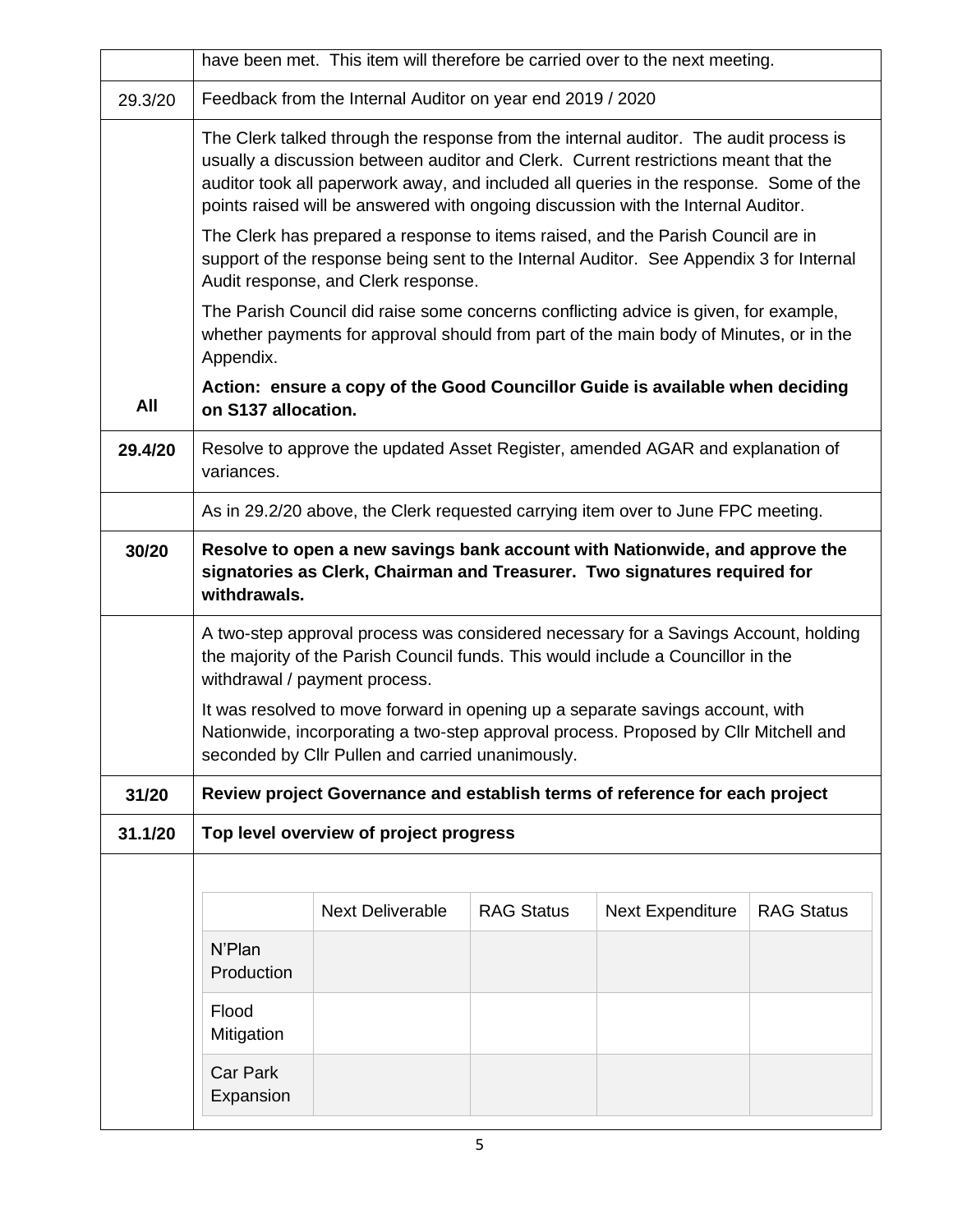| | |
|---|---|
| | have been met. This item will therefore be carried over to the next meeting. |
| 29.3/20 | Feedback from the Internal Auditor on year end 2019 / 2020 |
| | The Clerk talked through the response from the internal auditor. The audit process is usually a discussion between auditor and Clerk. Current restrictions meant that the auditor took all paperwork away, and included all queries in the response. Some of the points raised will be answered with ongoing discussion with the Internal Auditor.<br><br>The Clerk has prepared a response to items raised, and the Parish Council are in support of the response being sent to the Internal Auditor. See Appendix 3 for Internal Audit response, and Clerk response.<br><br>The Parish Council did raise some concerns conflicting advice is given, for example, whether payments for approval should from part of the main body of Minutes, or in the Appendix. |
| **All** | **Action: ensure a copy of the Good Councillor Guide is available when deciding on S137 allocation.** |
| **29.4/20** | Resolve to approve the updated Asset Register, amended AGAR and explanation of variances. |
| | As in 29.2/20 above, the Clerk requested carrying item over to June FPC meeting. |
| **30/20** | **Resolve to open a new savings bank account with Nationwide, and approve the signatories as Clerk, Chairman and Treasurer. Two signatures required for withdrawals.** |
| | A two-step approval process was considered necessary for a Savings Account, holding the majority of the Parish Council funds. This would include a Councillor in the withdrawal / payment process.<br><br>It was resolved to move forward in opening up a separate savings account, with Nationwide, incorporating a two-step approval process. Proposed by Cllr Mitchell and seconded by Cllr Pullen and carried unanimously. |
| **31/20** | **Review project Governance and establish terms of reference for each project** |
| **31.1/20** | **Top level overview of project progress** |

| | Next Deliverable | RAG Status | Next Expenditure | RAG Status |
|---|---|---|---|---|
| N'Plan Production | | | | |
| Flood Mitigation | | | | |
| Car Park Expansion | | | | |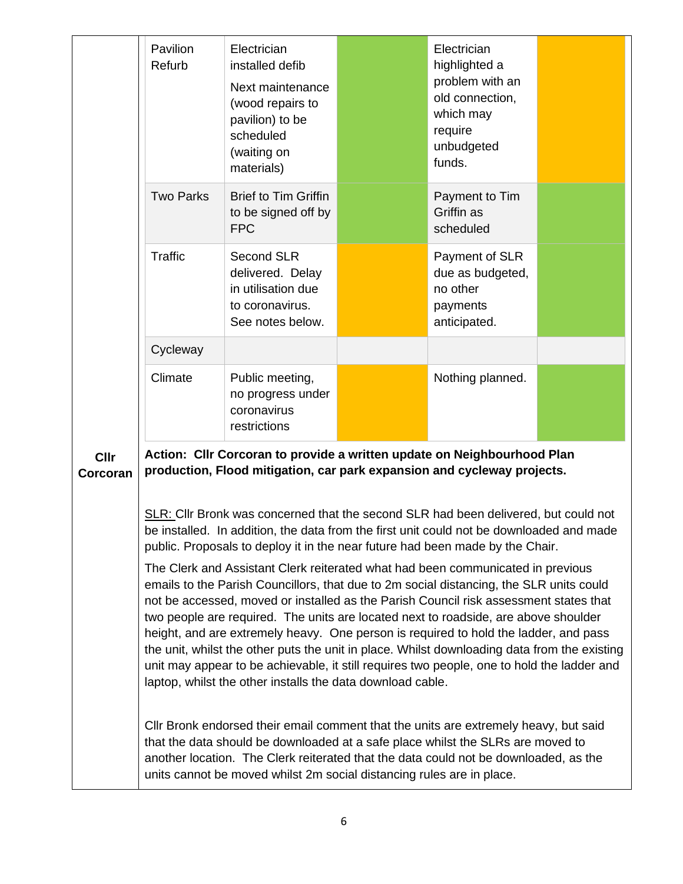| | | | | | |
|---|---|---|---|---|---|
| | Pavilion Refurb | Electrician installed defib<br><br>Next maintenance (wood repairs to pavilion) to be scheduled (waiting on materials) | | Electrician highlighted a problem with an old connection, which may require unbudgeted funds. | |
| | Two Parks | Brief to Tim Griffin to be signed off by FPC | | Payment to Tim Griffin as scheduled | |
| | Traffic | Second SLR delivered. Delay in utilisation due to coronavirus. See notes below. | | Payment of SLR due as budgeted, no other payments anticipated. | |
| | Cycleway | | | | |
| | Climate | Public meeting, no progress under coronavirus restrictions | | Nothing planned. | |

**Cllr Corcoran**

**Action: Cllr Corcoran to provide a written update on Neighbourhood Plan production, Flood mitigation, car park expansion and cycleway projects.**

SLR: Cllr Bronk was concerned that the second SLR had been delivered, but could not be installed. In addition, the data from the first unit could not be downloaded and made public. Proposals to deploy it in the near future had been made by the Chair.

The Clerk and Assistant Clerk reiterated what had been communicated in previous emails to the Parish Councillors, that due to 2m social distancing, the SLR units could not be accessed, moved or installed as the Parish Council risk assessment states that two people are required. The units are located next to roadside, are above shoulder height, and are extremely heavy. One person is required to hold the ladder, and pass the unit, whilst the other puts the unit in place. Whilst downloading data from the existing unit may appear to be achievable, it still requires two people, one to hold the ladder and laptop, whilst the other installs the data download cable.

Cllr Bronk endorsed their email comment that the units are extremely heavy, but said that the data should be downloaded at a safe place whilst the SLRs are moved to another location. The Clerk reiterated that the data could not be downloaded, as the units cannot be moved whilst 2m social distancing rules are in place.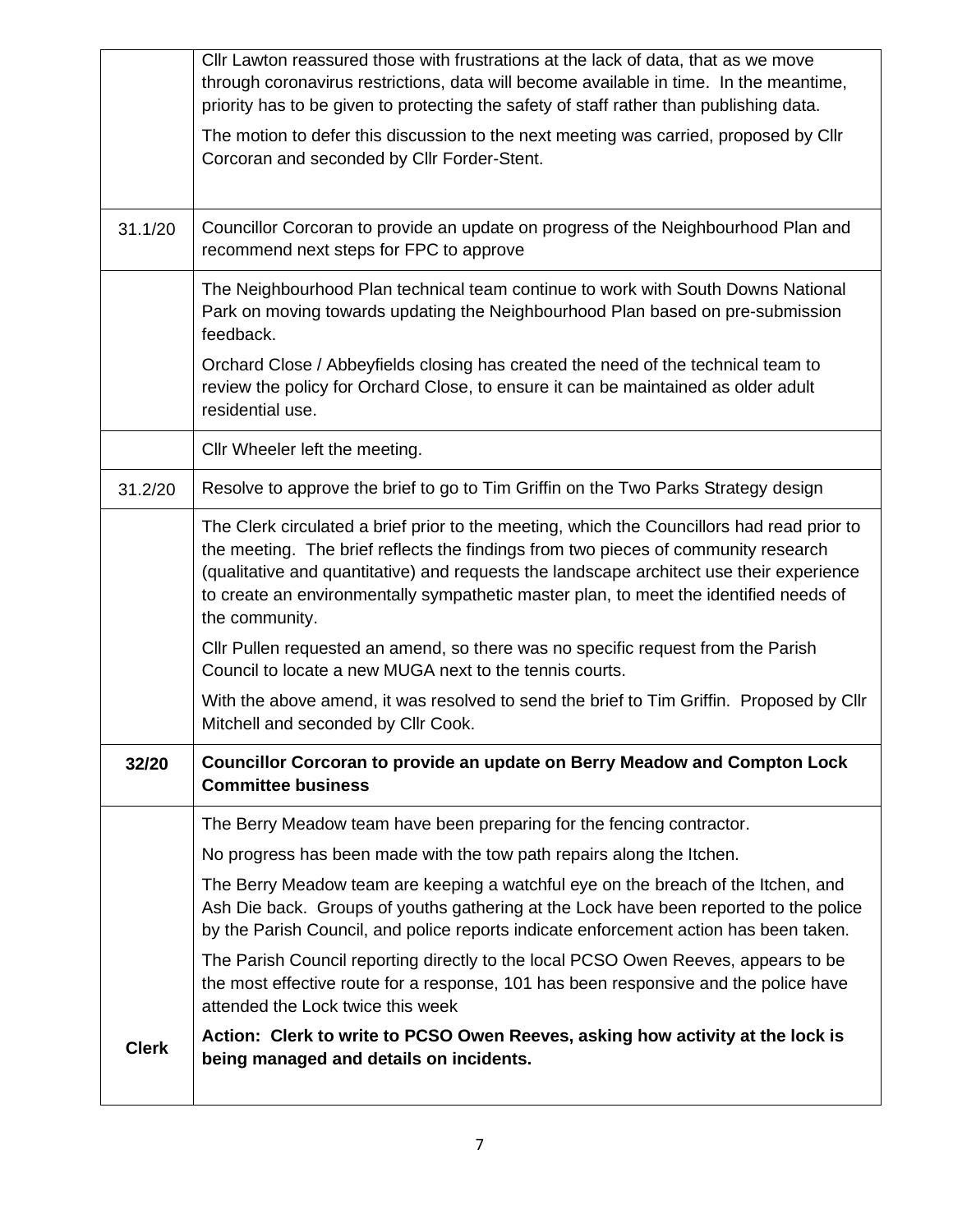| | |
|---|---|
| | Cllr Lawton reassured those with frustrations at the lack of data, that as we move through coronavirus restrictions, data will become available in time. In the meantime, priority has to be given to protecting the safety of staff rather than publishing data.<br><br>The motion to defer this discussion to the next meeting was carried, proposed by Cllr Corcoran and seconded by Cllr Forder-Stent. |
| 31.1/20 | Councillor Corcoran to provide an update on progress of the Neighbourhood Plan and recommend next steps for FPC to approve |
| | The Neighbourhood Plan technical team continue to work with South Downs National Park on moving towards updating the Neighbourhood Plan based on pre-submission feedback.<br><br>Orchard Close / Abbeyfields closing has created the need of the technical team to review the policy for Orchard Close, to ensure it can be maintained as older adult residential use. |
| | Cllr Wheeler left the meeting. |
| 31.2/20 | Resolve to approve the brief to go to Tim Griffin on the Two Parks Strategy design |
| | The Clerk circulated a brief prior to the meeting, which the Councillors had read prior to the meeting. The brief reflects the findings from two pieces of community research (qualitative and quantitative) and requests the landscape architect use their experience to create an environmentally sympathetic master plan, to meet the identified needs of the community.<br><br>Cllr Pullen requested an amend, so there was no specific request from the Parish Council to locate a new MUGA next to the tennis courts.<br><br>With the above amend, it was resolved to send the brief to Tim Griffin. Proposed by Cllr Mitchell and seconded by Cllr Cook. |
| **32/20** | **Councillor Corcoran to provide an update on Berry Meadow and Compton Lock Committee business** |
| **Clerk** | The Berry Meadow team have been preparing for the fencing contractor.<br><br>No progress has been made with the tow path repairs along the Itchen.<br><br>The Berry Meadow team are keeping a watchful eye on the breach of the Itchen, and Ash Die back. Groups of youths gathering at the Lock have been reported to the police by the Parish Council, and police reports indicate enforcement action has been taken.<br><br>The Parish Council reporting directly to the local PCSO Owen Reeves, appears to be the most effective route for a response, 101 has been responsive and the police have attended the Lock twice this week<br><br>**Action: Clerk to write to PCSO Owen Reeves, asking how activity at the lock is being managed and details on incidents.** |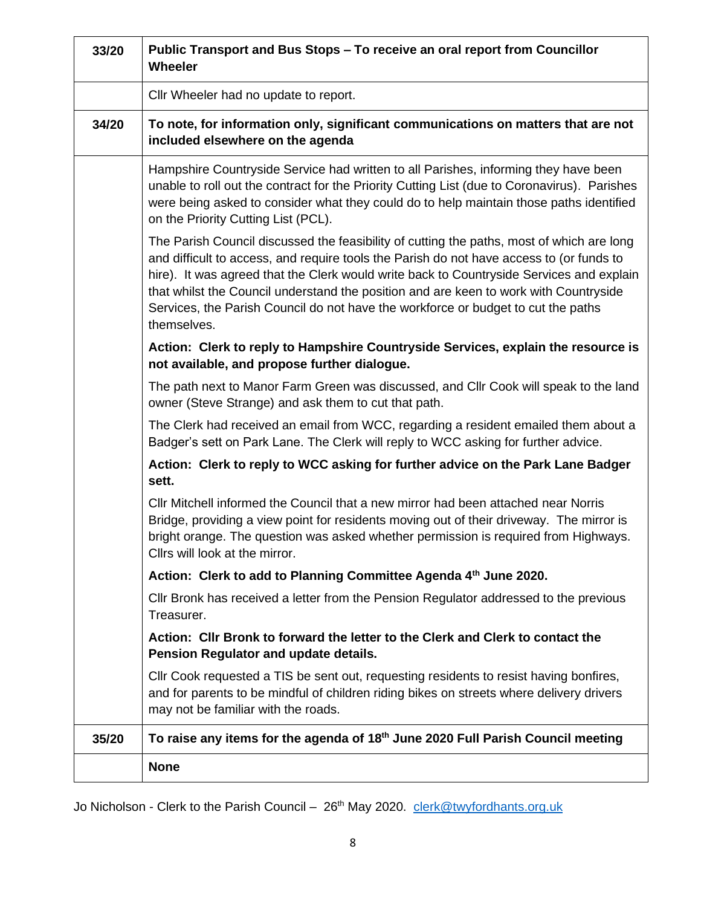| 33/20 | **Public Transport and Bus Stops – To receive an oral report from Councillor Wheeler** |
|---|---|
| | Cllr Wheeler had no update to report. |
| **34/20** | **To note, for information only, significant communications on matters that are not included elsewhere on the agenda** |
| | Hampshire Countryside Service had written to all Parishes, informing they have been unable to roll out the contract for the Priority Cutting List (due to Coronavirus). Parishes were being asked to consider what they could do to help maintain those paths identified on the Priority Cutting List (PCL).<br><br>The Parish Council discussed the feasibility of cutting the paths, most of which are long and difficult to access, and require tools the Parish do not have access to (or funds to hire). It was agreed that the Clerk would write back to Countryside Services and explain that whilst the Council understand the position and are keen to work with Countryside Services, the Parish Council do not have the workforce or budget to cut the paths themselves.<br><br>**Action: Clerk to reply to Hampshire Countryside Services, explain the resource is not available, and propose further dialogue.**<br><br>The path next to Manor Farm Green was discussed, and Cllr Cook will speak to the land owner (Steve Strange) and ask them to cut that path.<br><br>The Clerk had received an email from WCC, regarding a resident emailed them about a Badger's sett on Park Lane. The Clerk will reply to WCC asking for further advice.<br><br>**Action: Clerk to reply to WCC asking for further advice on the Park Lane Badger sett.**<br><br>Cllr Mitchell informed the Council that a new mirror had been attached near Norris Bridge, providing a view point for residents moving out of their driveway. The mirror is bright orange. The question was asked whether permission is required from Highways. Cllrs will look at the mirror.<br><br>**Action: Clerk to add to Planning Committee Agenda 4th June 2020.**<br><br>Cllr Bronk has received a letter from the Pension Regulator addressed to the previous Treasurer.<br><br>**Action: Cllr Bronk to forward the letter to the Clerk and Clerk to contact the Pension Regulator and update details.**<br><br>Cllr Cook requested a TIS be sent out, requesting residents to resist having bonfires, and for parents to be mindful of children riding bikes on streets where delivery drivers may not be familiar with the roads. |
| **35/20** | **To raise any items for the agenda of 18th June 2020 Full Parish Council meeting** |
| | **None** |

Jo Nicholson - Clerk to the Parish Council – 26th May 2020. clerk@twyfordhants.org.uk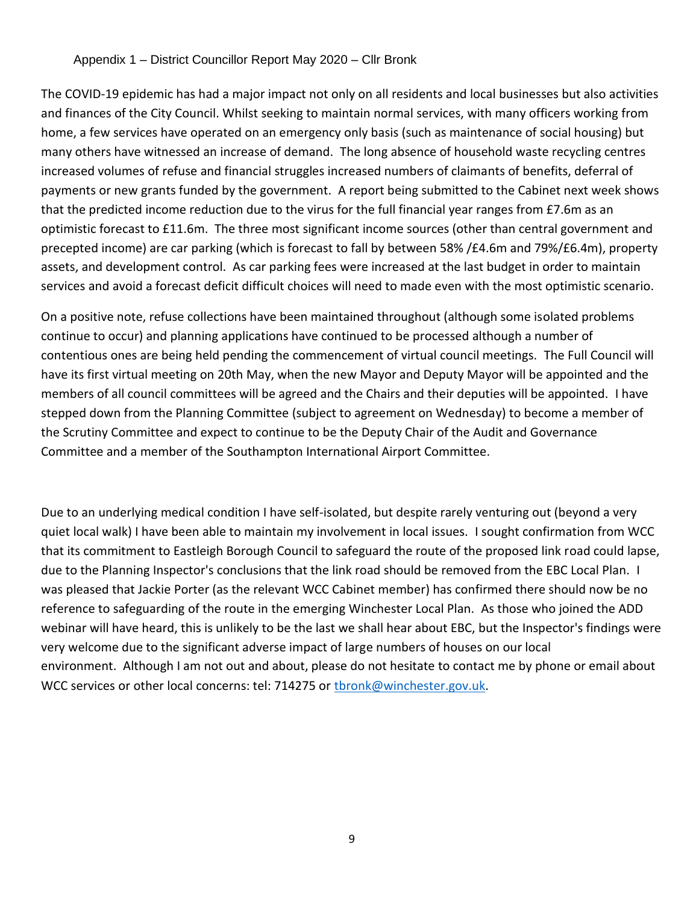Appendix 1 – District Councillor Report May 2020 – Cllr Bronk

The COVID-19 epidemic has had a major impact not only on all residents and local businesses but also activities and finances of the City Council. Whilst seeking to maintain normal services, with many officers working from home, a few services have operated on an emergency only basis (such as maintenance of social housing) but many others have witnessed an increase of demand. The long absence of household waste recycling centres increased volumes of refuse and financial struggles increased numbers of claimants of benefits, deferral of payments or new grants funded by the government. A report being submitted to the Cabinet next week shows that the predicted income reduction due to the virus for the full financial year ranges from £7.6m as an optimistic forecast to £11.6m. The three most significant income sources (other than central government and precepted income) are car parking (which is forecast to fall by between 58% /£4.6m and 79%/£6.4m), property assets, and development control. As car parking fees were increased at the last budget in order to maintain services and avoid a forecast deficit difficult choices will need to made even with the most optimistic scenario.

On a positive note, refuse collections have been maintained throughout (although some isolated problems continue to occur) and planning applications have continued to be processed although a number of contentious ones are being held pending the commencement of virtual council meetings. The Full Council will have its first virtual meeting on 20th May, when the new Mayor and Deputy Mayor will be appointed and the members of all council committees will be agreed and the Chairs and their deputies will be appointed. I have stepped down from the Planning Committee (subject to agreement on Wednesday) to become a member of the Scrutiny Committee and expect to continue to be the Deputy Chair of the Audit and Governance Committee and a member of the Southampton International Airport Committee.

Due to an underlying medical condition I have self-isolated, but despite rarely venturing out (beyond a very quiet local walk) I have been able to maintain my involvement in local issues. I sought confirmation from WCC that its commitment to Eastleigh Borough Council to safeguard the route of the proposed link road could lapse, due to the Planning Inspector's conclusions that the link road should be removed from the EBC Local Plan. I was pleased that Jackie Porter (as the relevant WCC Cabinet member) has confirmed there should now be no reference to safeguarding of the route in the emerging Winchester Local Plan. As those who joined the ADD webinar will have heard, this is unlikely to be the last we shall hear about EBC, but the Inspector's findings were very welcome due to the significant adverse impact of large numbers of houses on our local environment. Although I am not out and about, please do not hesitate to contact me by phone or email about WCC services or other local concerns: tel: 714275 or [tbronk@winchester.gov.uk](mailto:tbronk@winchester.gov.uk).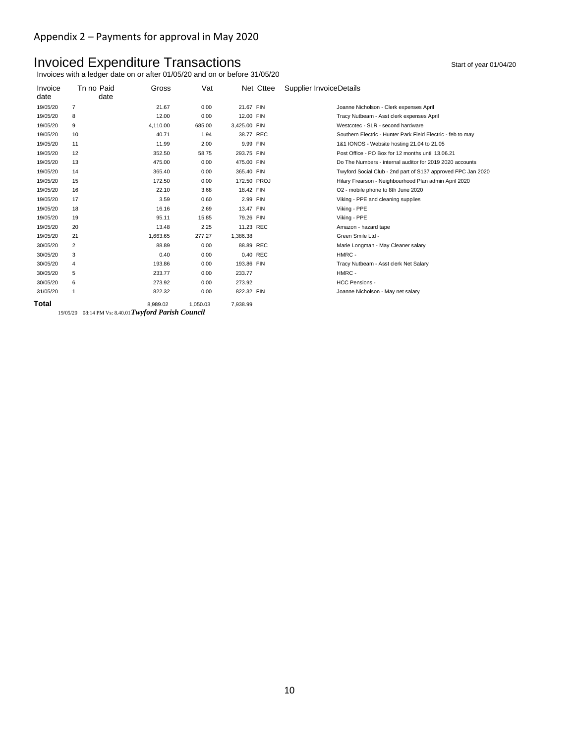## Appendix 2 – Payments for approval in May 2020

# Invoiced Expenditure Transactions

Start of year 01/04/20

Invoices with a ledger date on or after 01/05/20 and on or before 31/05/20

| Invoice date | Tn no | Paid date | Gross | Vat | Net | Cttee | Supplier Invoice | Details |
|---|---|---|---|---|---|---|---|---|
| 19/05/20 | 7 | | 21.67 | 0.00 | 21.67 | FIN | | Joanne Nicholson - Clerk expenses April |
| 19/05/20 | 8 | | 12.00 | 0.00 | 12.00 | FIN | | Tracy Nutbeam - Asst clerk expenses April |
| 19/05/20 | 9 | | 4,110.00 | 685.00 | 3,425.00 | FIN | | Westcotec - SLR - second hardware |
| 19/05/20 | 10 | | 40.71 | 1.94 | 38.77 | REC | | Southern Electric - Hunter Park Field Electric - feb to may |
| 19/05/20 | 11 | | 11.99 | 2.00 | 9.99 | FIN | | 1&1 IONOS - Website hosting 21.04 to 21.05 |
| 19/05/20 | 12 | | 352.50 | 58.75 | 293.75 | FIN | | Post Office - PO Box for 12 months until 13.06.21 |
| 19/05/20 | 13 | | 475.00 | 0.00 | 475.00 | FIN | | Do The Numbers - internal auditor for 2019 2020 accounts |
| 19/05/20 | 14 | | 365.40 | 0.00 | 365.40 | FIN | | Twyford Social Club - 2nd part of S137 approved FPC Jan 2020 |
| 19/05/20 | 15 | | 172.50 | 0.00 | 172.50 | PROJ | | Hilary Frearson - Neighbourhood Plan admin April 2020 |
| 19/05/20 | 16 | | 22.10 | 3.68 | 18.42 | FIN | | O2 - mobile phone to 8th June 2020 |
| 19/05/20 | 17 | | 3.59 | 0.60 | 2.99 | FIN | | Viking - PPE and cleaning supplies |
| 19/05/20 | 18 | | 16.16 | 2.69 | 13.47 | FIN | | Viking - PPE |
| 19/05/20 | 19 | | 95.11 | 15.85 | 79.26 | FIN | | Viking - PPE |
| 19/05/20 | 20 | | 13.48 | 2.25 | 11.23 | REC | | Amazon - hazard tape |
| 19/05/20 | 21 | | 1,663.65 | 277.27 | 1,386.38 | | | Green Smile Ltd - |
| 30/05/20 | 2 | | 88.89 | 0.00 | 88.89 | REC | | Marie Longman - May Cleaner salary |
| 30/05/20 | 3 | | 0.40 | 0.00 | 0.40 | REC | | HMRC - |
| 30/05/20 | 4 | | 193.86 | 0.00 | 193.86 | FIN | | Tracy Nutbeam - Asst clerk Net Salary |
| 30/05/20 | 5 | | 233.77 | 0.00 | 233.77 | | | HMRC - |
| 30/05/20 | 6 | | 273.92 | 0.00 | 273.92 | | | HCC Pensions - |
| 31/05/20 | 1 | | 822.32 | 0.00 | 822.32 | FIN | | Joanne Nicholson - May net salary |
| **Total** | | | 8,989.02 | 1,050.03 | 7,938.99 | | | |

19/05/20 08:14 PM Vs: 8.40.01 ***Twyford Parish Council***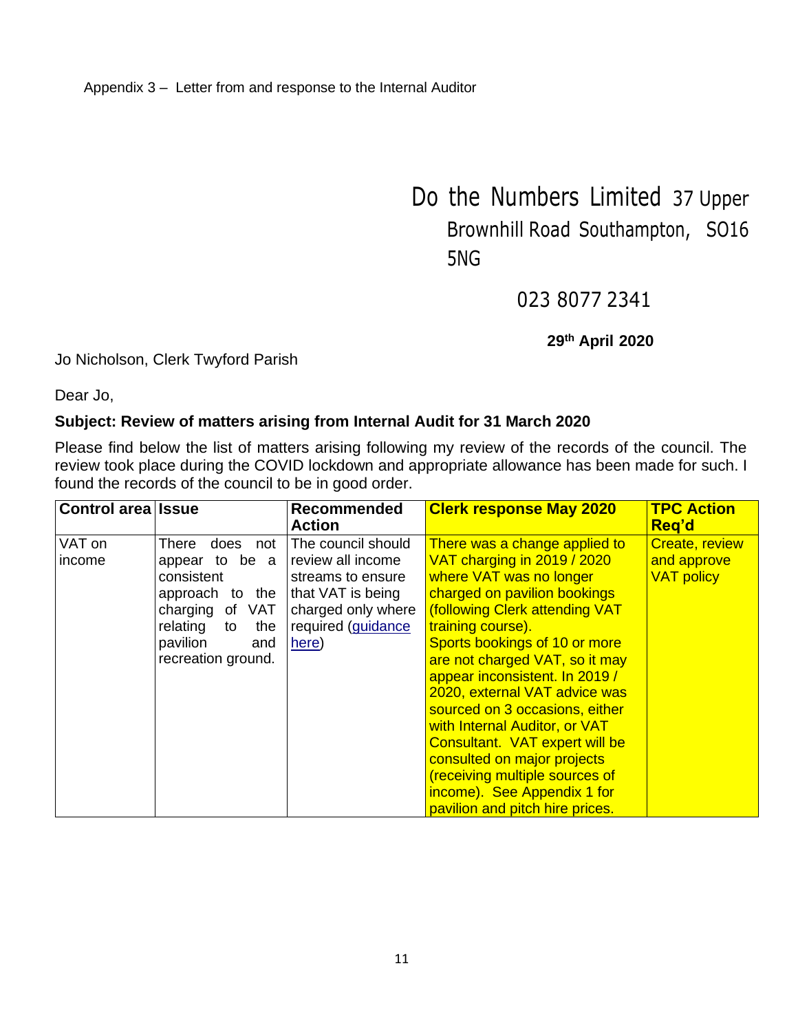Appendix 3 – Letter from and response to the Internal Auditor

Do the Numbers Limited 37 Upper Brownhill Road Southampton, SO16 5NG

023 8077 2341

**29th April 2020**

Jo Nicholson, Clerk Twyford Parish

Dear Jo,

**Subject: Review of matters arising from Internal Audit for 31 March 2020**

Please find below the list of matters arising following my review of the records of the council. The review took place during the COVID lockdown and appropriate allowance has been made for such. I found the records of the council to be in good order.

| Control area | Issue | Recommended Action | Clerk response May 2020 | TPC Action Req'd |
|---|---|---|---|---|
| VAT on income | There does not appear to be a consistent approach to the charging of VAT relating to the pavilion and recreation ground. | The council should review all income streams to ensure that VAT is being charged only where required (guidance here) | There was a change applied to VAT charging in 2019 / 2020 where VAT was no longer charged on pavilion bookings (following Clerk attending VAT training course). Sports bookings of 10 or more are not charged VAT, so it may appear inconsistent. In 2019 / 2020, external VAT advice was sourced on 3 occasions, either with Internal Auditor, or VAT Consultant. VAT expert will be consulted on major projects (receiving multiple sources of income). See Appendix 1 for pavilion and pitch hire prices. | Create, review and approve VAT policy |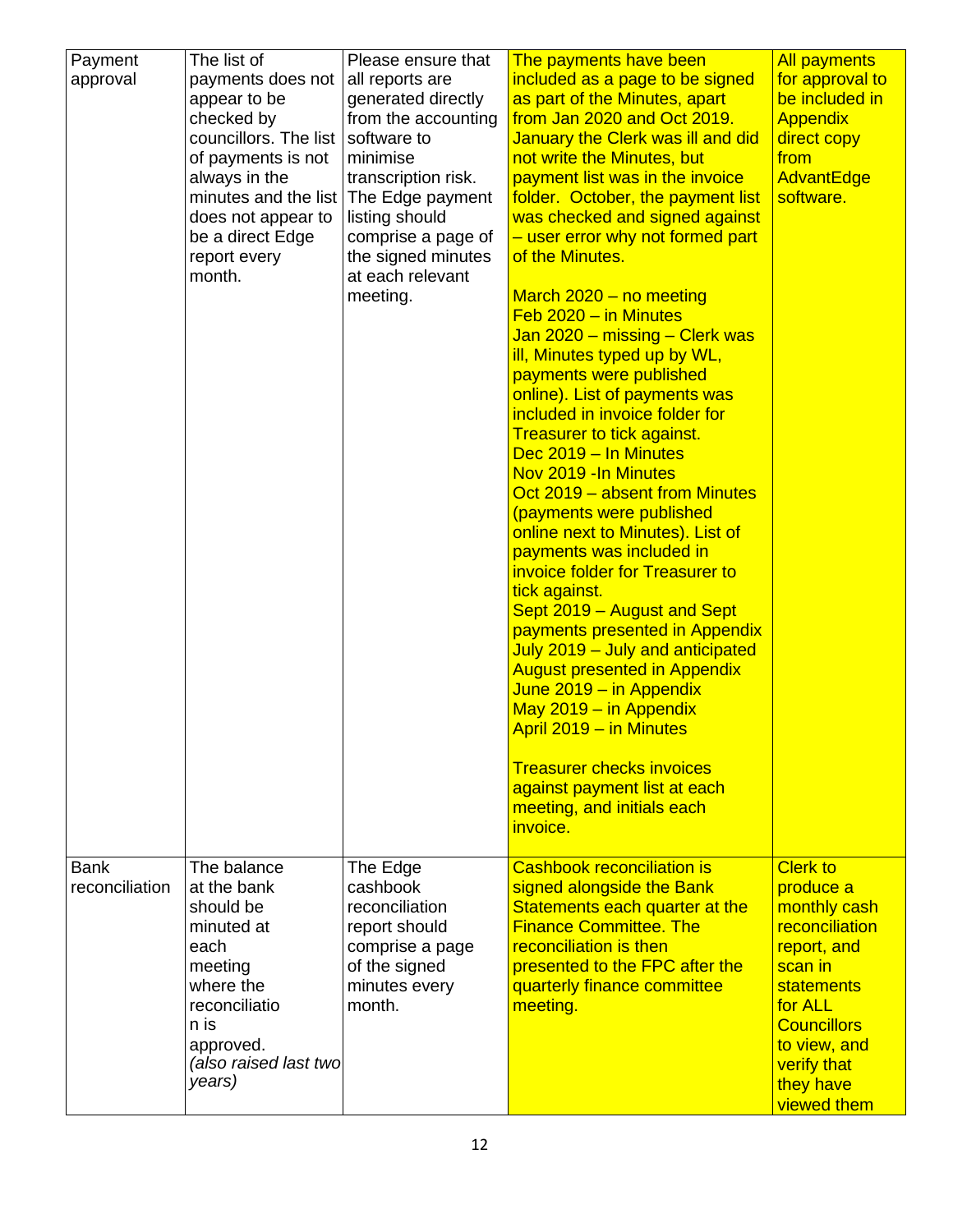| Payment approval | The list of payments does not appear to be checked by councillors. The list of payments is not always in the minutes and the list does not appear to be a direct Edge report every month. | Please ensure that all reports are generated directly from the accounting software to minimise transcription risk. The Edge payment listing should comprise a page of the signed minutes at each relevant meeting. | The payments have been included as a page to be signed as part of the Minutes, apart from Jan 2020 and Oct 2019. January the Clerk was ill and did not write the Minutes, but payment list was in the invoice folder. October, the payment list was checked and signed against – user error why not formed part of the Minutes.<br><br>March 2020 – no meeting<br>Feb 2020 – in Minutes<br>Jan 2020 – missing – Clerk was ill, Minutes typed up by WL, payments were published online). List of payments was included in invoice folder for Treasurer to tick against.<br>Dec 2019 – In Minutes<br>Nov 2019 -In Minutes<br>Oct 2019 – absent from Minutes (payments were published online next to Minutes). List of payments was included in invoice folder for Treasurer to tick against.<br>Sept 2019 – August and Sept payments presented in Appendix<br>July 2019 – July and anticipated August presented in Appendix<br>June 2019 – in Appendix<br>May 2019 – in Appendix<br>April 2019 – in Minutes<br><br>Treasurer checks invoices against payment list at each meeting, and initials each invoice. | All payments for approval to be included in Appendix direct copy from AdvantEdge software. |
|---|---|---|---|---|
| Bank reconciliation | The balance at the bank should be minuted at each meeting where the reconciliation is approved. *(also raised last two years)* | The Edge cashbook reconciliation report should comprise a page of the signed minutes every month. | Cashbook reconciliation is signed alongside the Bank Statements each quarter at the Finance Committee. The reconciliation is then presented to the FPC after the quarterly finance committee meeting. | Clerk to produce a monthly cash reconciliation report, and scan in statements for ALL Councillors to view, and verify that they have viewed them |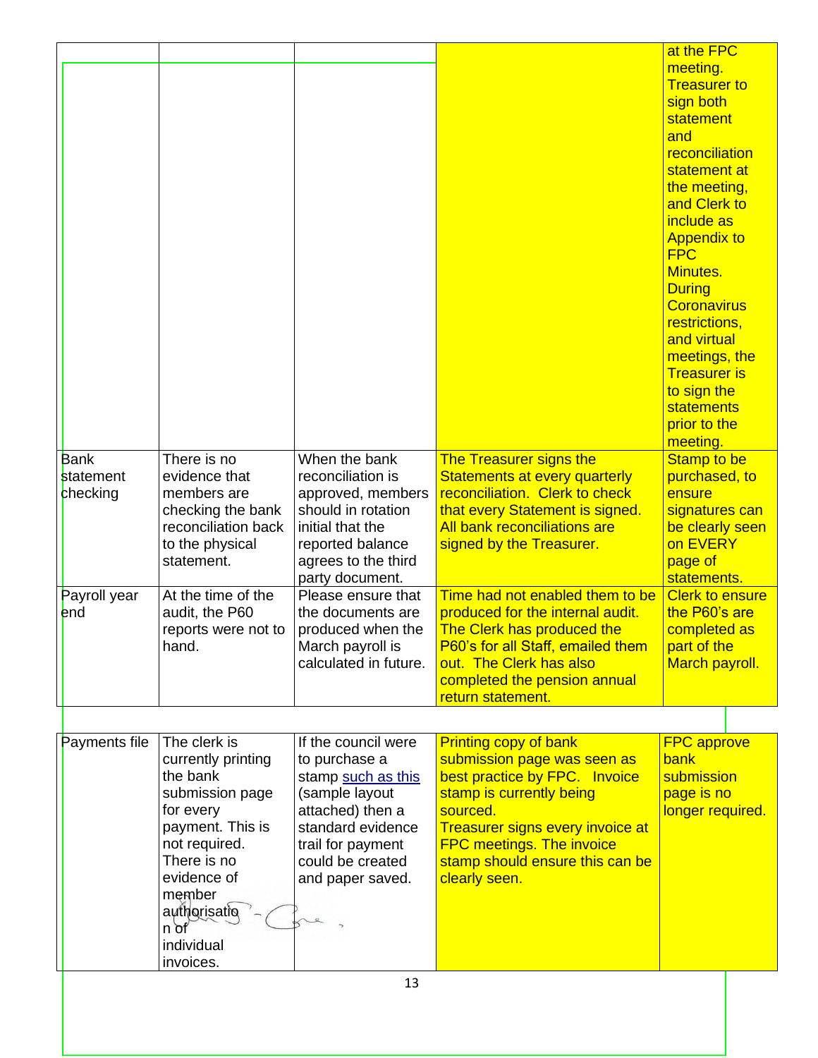| | | | | |
|---|---|---|---|---|
| | | | | at the FPC meeting. Treasurer to sign both statement and reconciliation statement at the meeting, and Clerk to include as Appendix to FPC Minutes. During Coronavirus restrictions, and virtual meetings, the Treasurer is to sign the statements prior to the meeting. |
| Bank statement checking | There is no evidence that members are checking the bank reconciliation back to the physical statement. | When the bank reconciliation is approved, members should in rotation initial that the reported balance agrees to the third party document. | The Treasurer signs the Statements at every quarterly reconciliation. Clerk to check that every Statement is signed. All bank reconciliations are signed by the Treasurer. | Stamp to be purchased, to ensure signatures can be clearly seen on EVERY page of statements. |
| Payroll year end | At the time of the audit, the P60 reports were not to hand. | Please ensure that the documents are produced when the March payroll is calculated in future. | Time had not enabled them to be produced for the internal audit. The Clerk has produced the P60's for all Staff, emailed them out. The Clerk has also completed the pension annual return statement. | Clerk to ensure the P60's are completed as part of the March payroll. |

| | | | | |
|---|---|---|---|---|
| Payments file | The clerk is currently printing the bank submission page for every payment. This is not required. There is no evidence of member authorisation of individual invoices. | If the council were to purchase a stamp such as this (sample layout attached) then a standard evidence trail for payment could be created and paper saved. | Printing copy of bank submission page was seen as best practice by FPC. Invoice stamp is currently being sourced.<br>Treasurer signs every invoice at FPC meetings. The invoice stamp should ensure this can be clearly seen. | FPC approve bank submission page is no longer required. |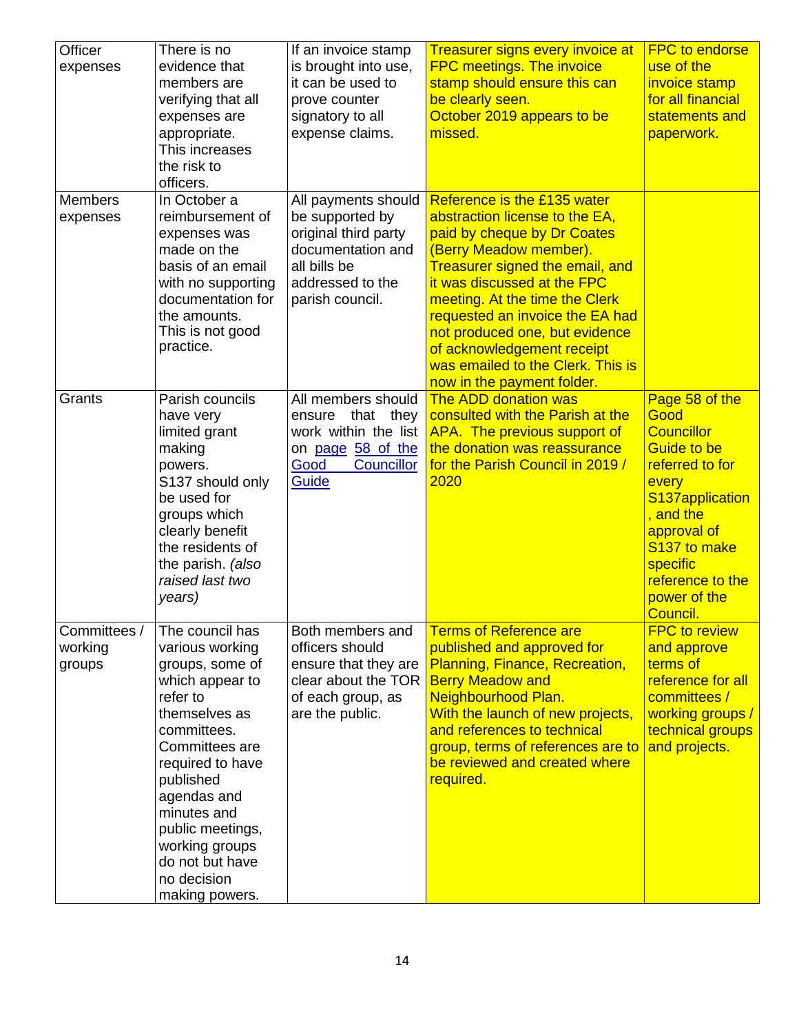| Officer expenses | There is no evidence that members are verifying that all expenses are appropriate. This increases the risk to officers. | If an invoice stamp is brought into use, it can be used to prove counter signatory to all expense claims. | Treasurer signs every invoice at FPC meetings. The invoice stamp should ensure this can be clearly seen. October 2019 appears to be missed. | FPC to endorse use of the invoice stamp for all financial statements and paperwork. |
|---|---|---|---|---|
| Members expenses | In October a reimbursement of expenses was made on the basis of an email with no supporting documentation for the amounts. This is not good practice. | All payments should be supported by original third party documentation and all bills be addressed to the parish council. | Reference is the £135 water abstraction license to the EA, paid by cheque by Dr Coates (Berry Meadow member). Treasurer signed the email, and it was discussed at the FPC meeting. At the time the Clerk requested an invoice the EA had not produced one, but evidence of acknowledgement receipt was emailed to the Clerk. This is now in the payment folder. | |
| Grants | Parish councils have very limited grant making powers. S137 should only be used for groups which clearly benefit the residents of the parish. *(also raised last two years)* | All members should ensure that they work within the list on [page 58 of the Good Councillor Guide](#) | The ADD donation was consulted with the Parish at the APA. The previous support of the donation was reassurance for the Parish Council in 2019 / 2020 | Page 58 of the Good Councillor Guide to be referred to for every S137application , and the approval of S137 to make specific reference to the power of the Council. |
| Committees / working groups | The council has various working groups, some of which appear to refer to themselves as committees. Committees are required to have published agendas and minutes and public meetings, working groups do not but have no decision making powers. | Both members and officers should ensure that they are clear about the TOR of each group, as are the public. | Terms of Reference are published and approved for Planning, Finance, Recreation, Berry Meadow and Neighbourhood Plan. With the launch of new projects, and references to technical group, terms of references are to be reviewed and created where required. | FPC to review and approve terms of reference for all committees / working groups / technical groups and projects. |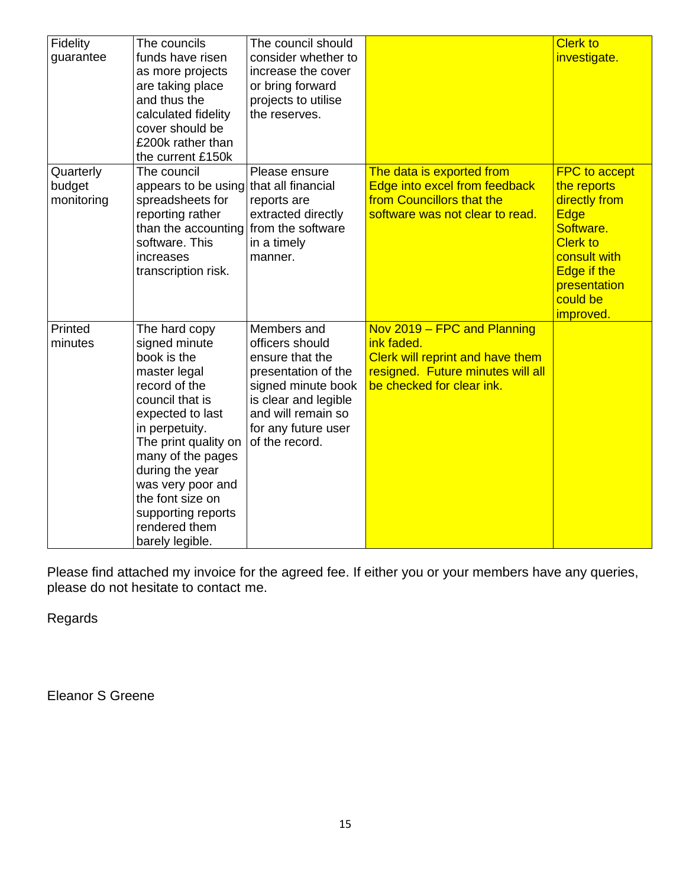| | | | | |
|---|---|---|---|---|
| Fidelity guarantee | The councils funds have risen as more projects are taking place and thus the calculated fidelity cover should be £200k rather than the current £150k | The council should consider whether to increase the cover or bring forward projects to utilise the reserves. | | Clerk to investigate. |
| Quarterly budget monitoring | The council appears to be using spreadsheets for reporting rather than the accounting software. This increases transcription risk. | Please ensure that all financial reports are extracted directly from the software in a timely manner. | The data is exported from Edge into excel from feedback from Councillors that the software was not clear to read. | FPC to accept the reports directly from Edge Software. Clerk to consult with Edge if the presentation could be improved. |
| Printed minutes | The hard copy signed minute book is the master legal record of the council that is expected to last in perpetuity. The print quality on many of the pages during the year was very poor and the font size on supporting reports rendered them barely legible. | Members and officers should ensure that the presentation of the signed minute book is clear and legible and will remain so for any future user of the record. | Nov 2019 – FPC and Planning ink faded. Clerk will reprint and have them resigned. Future minutes will all be checked for clear ink. | |

Please find attached my invoice for the agreed fee. If either you or your members have any queries, please do not hesitate to contact me.

Regards

Eleanor S Greene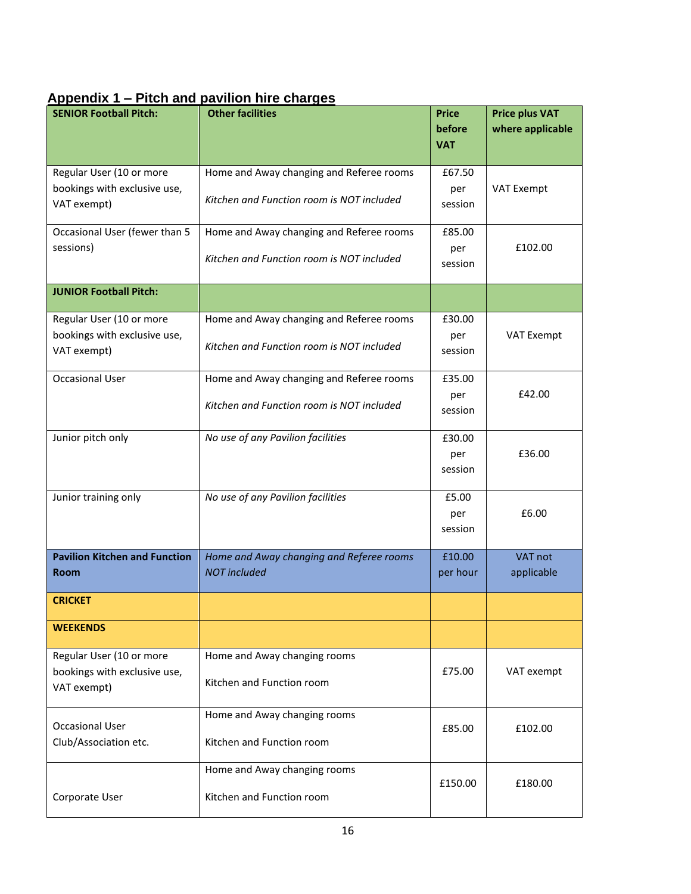## Appendix 1 – Pitch and pavilion hire charges

| **SENIOR Football Pitch:** | **Other facilities** | **Price before VAT** | **Price plus VAT where applicable** |
|---|---|---|---|
| Regular User (10 or more bookings with exclusive use, VAT exempt) | Home and Away changing and Referee rooms<br>*Kitchen and Function room is NOT included* | £67.50 per session | VAT Exempt |
| Occasional User (fewer than 5 sessions) | Home and Away changing and Referee rooms<br>*Kitchen and Function room is NOT included* | £85.00 per session | £102.00 |
| **JUNIOR Football Pitch:** | | | |
| Regular User (10 or more bookings with exclusive use, VAT exempt) | Home and Away changing and Referee rooms<br>*Kitchen and Function room is NOT included* | £30.00 per session | VAT Exempt |
| Occasional User | Home and Away changing and Referee rooms<br>*Kitchen and Function room is NOT included* | £35.00 per session | £42.00 |
| Junior pitch only | *No use of any Pavilion facilities* | £30.00 per session | £36.00 |
| Junior training only | *No use of any Pavilion facilities* | £5.00 per session | £6.00 |
| **Pavilion Kitchen and Function Room** | *Home and Away changing and Referee rooms NOT included* | £10.00 per hour | VAT not applicable |
| **CRICKET** | | | |
| **WEEKENDS** | | | |
| Regular User (10 or more bookings with exclusive use, VAT exempt) | Home and Away changing rooms<br>Kitchen and Function room | £75.00 | VAT exempt |
| Occasional User Club/Association etc. | Home and Away changing rooms<br>Kitchen and Function room | £85.00 | £102.00 |
| Corporate User | Home and Away changing rooms<br>Kitchen and Function room | £150.00 | £180.00 |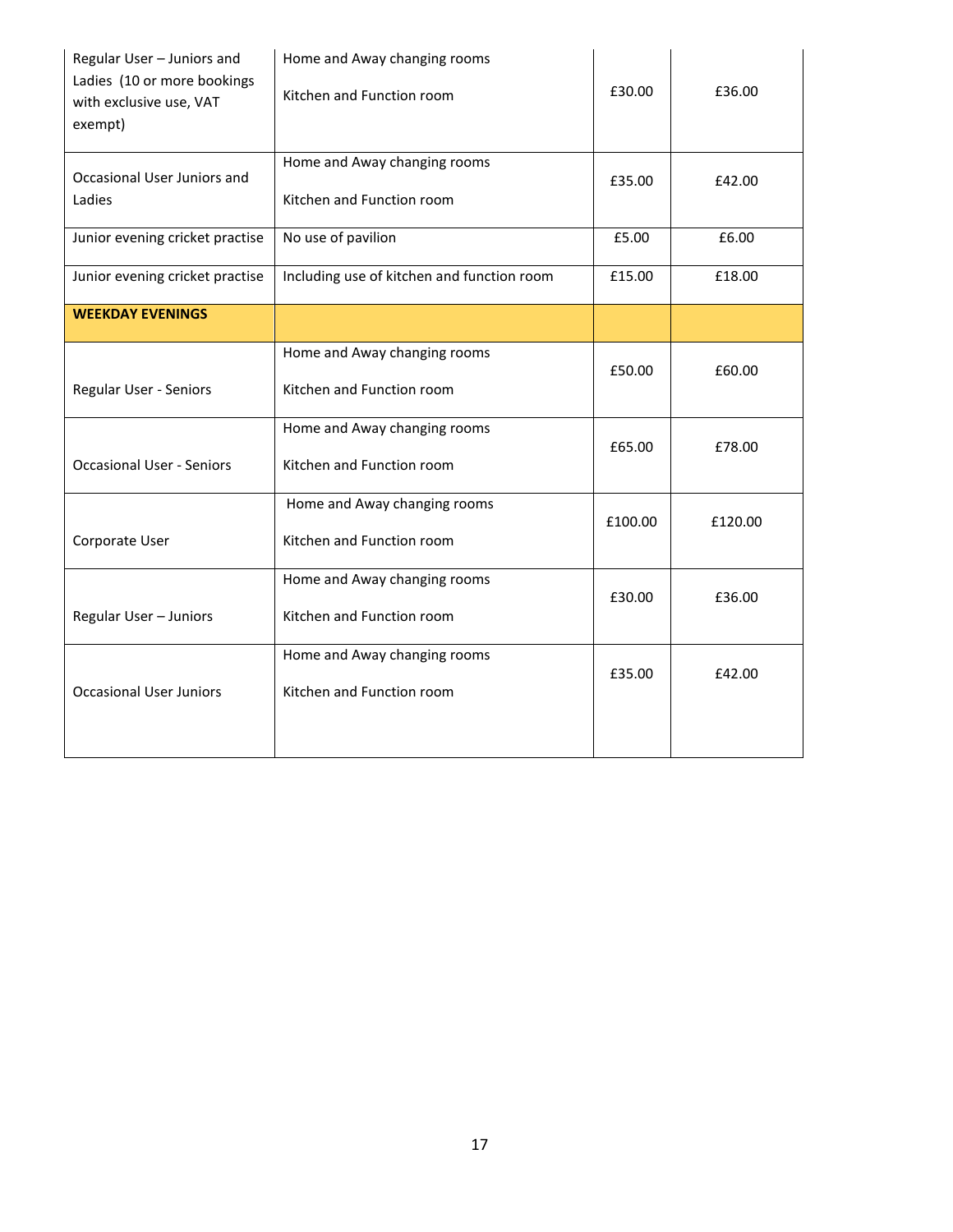| | | | |
|---|---|---|---|
| Regular User – Juniors and Ladies (10 or more bookings with exclusive use, VAT exempt) | Home and Away changing rooms<br><br>Kitchen and Function room | £30.00 | £36.00 |
| Occasional User Juniors and Ladies | Home and Away changing rooms<br><br>Kitchen and Function room | £35.00 | £42.00 |
| Junior evening cricket practise | No use of pavilion | £5.00 | £6.00 |
| Junior evening cricket practise | Including use of kitchen and function room | £15.00 | £18.00 |
| **WEEKDAY EVENINGS** | | | |
| Regular User - Seniors | Home and Away changing rooms<br><br>Kitchen and Function room | £50.00 | £60.00 |
| Occasional User - Seniors | Home and Away changing rooms<br><br>Kitchen and Function room | £65.00 | £78.00 |
| Corporate User | Home and Away changing rooms<br><br>Kitchen and Function room | £100.00 | £120.00 |
| Regular User – Juniors | Home and Away changing rooms<br><br>Kitchen and Function room | £30.00 | £36.00 |
| Occasional User Juniors | Home and Away changing rooms<br><br>Kitchen and Function room | £35.00 | £42.00 |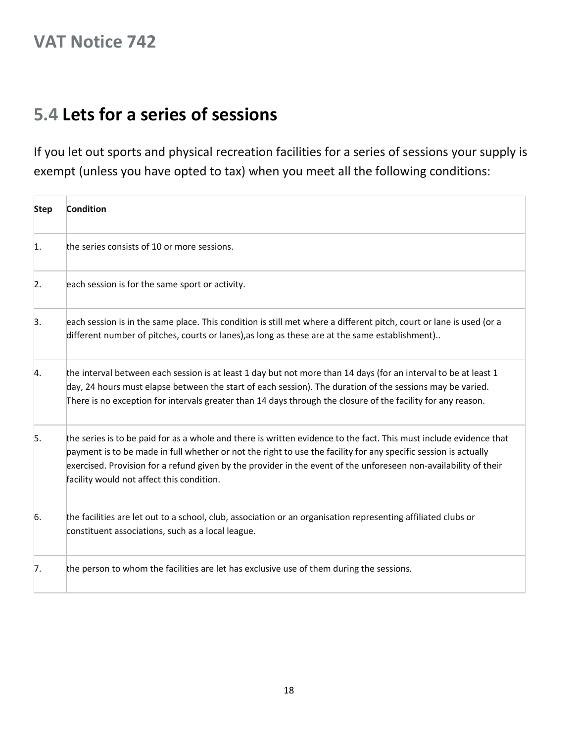# VAT Notice 742

## 5.4 Lets for a series of sessions

If you let out sports and physical recreation facilities for a series of sessions your supply is exempt (unless you have opted to tax) when you meet all the following conditions:

| Step | Condition |
|---|---|
| 1. | the series consists of 10 or more sessions. |
| 2. | each session is for the same sport or activity. |
| 3. | each session is in the same place. This condition is still met where a different pitch, court or lane is used (or a different number of pitches, courts or lanes),as long as these are at the same establishment).. |
| 4. | the interval between each session is at least 1 day but not more than 14 days (for an interval to be at least 1 day, 24 hours must elapse between the start of each session). The duration of the sessions may be varied. There is no exception for intervals greater than 14 days through the closure of the facility for any reason. |
| 5. | the series is to be paid for as a whole and there is written evidence to the fact. This must include evidence that payment is to be made in full whether or not the right to use the facility for any specific session is actually exercised. Provision for a refund given by the provider in the event of the unforeseen non-availability of their facility would not affect this condition. |
| 6. | the facilities are let out to a school, club, association or an organisation representing affiliated clubs or constituent associations, such as a local league. |
| 7. | the person to whom the facilities are let has exclusive use of them during the sessions. |